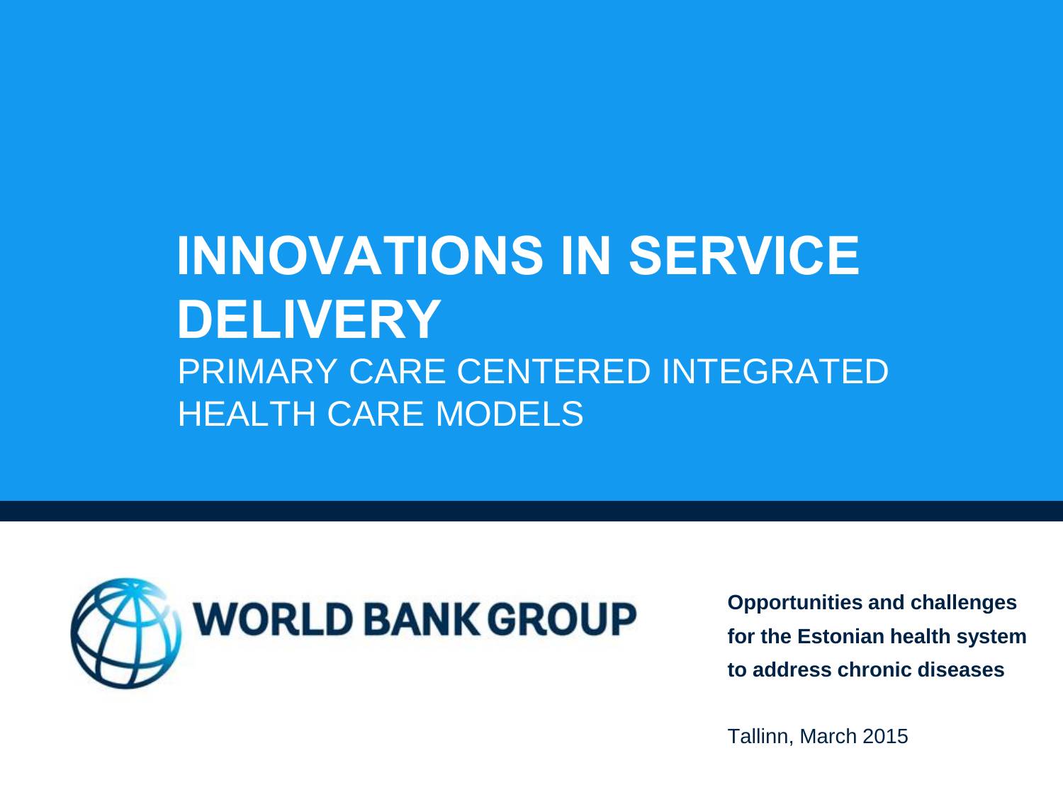# INNOVATIONS IN SERVICE DELIVERY

## PRIMARY CARE CENTERED INTEGRATED HEALTH CARE MODELS

WORLD BANK GROUP

**Opportunities and challenges for the Estonian health system to address chronic diseases**

Tallinn, March 2015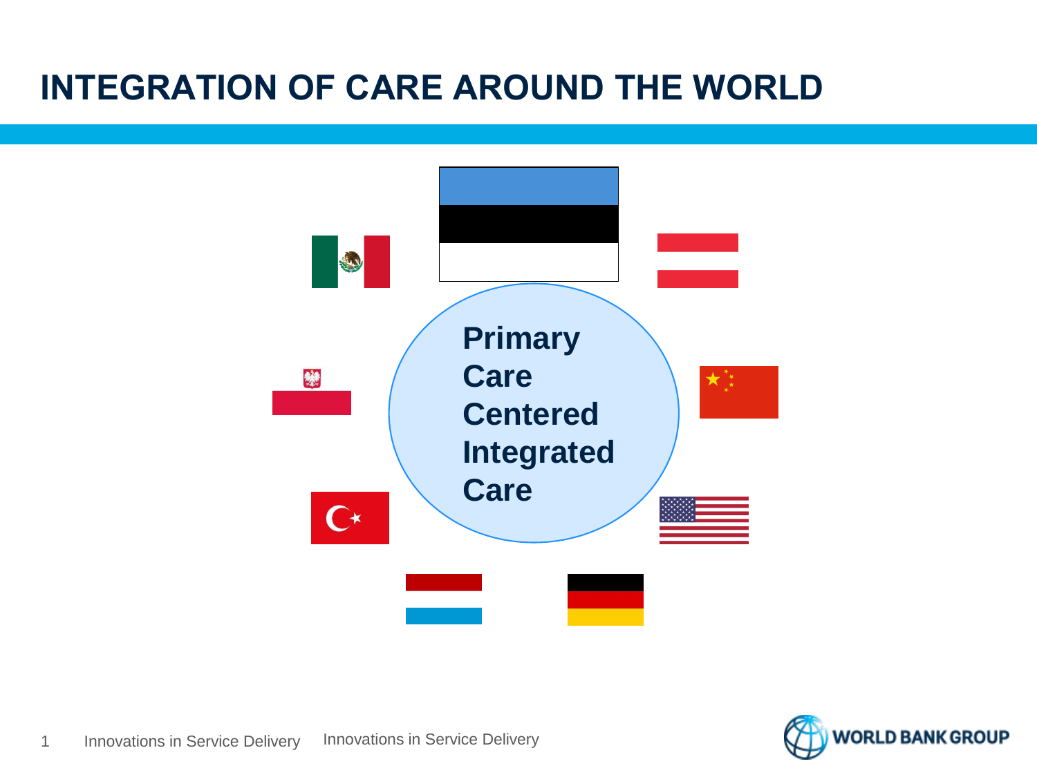# INTEGRATION OF CARE AROUND THE WORLD

**Primary Care Centered Integrated Care**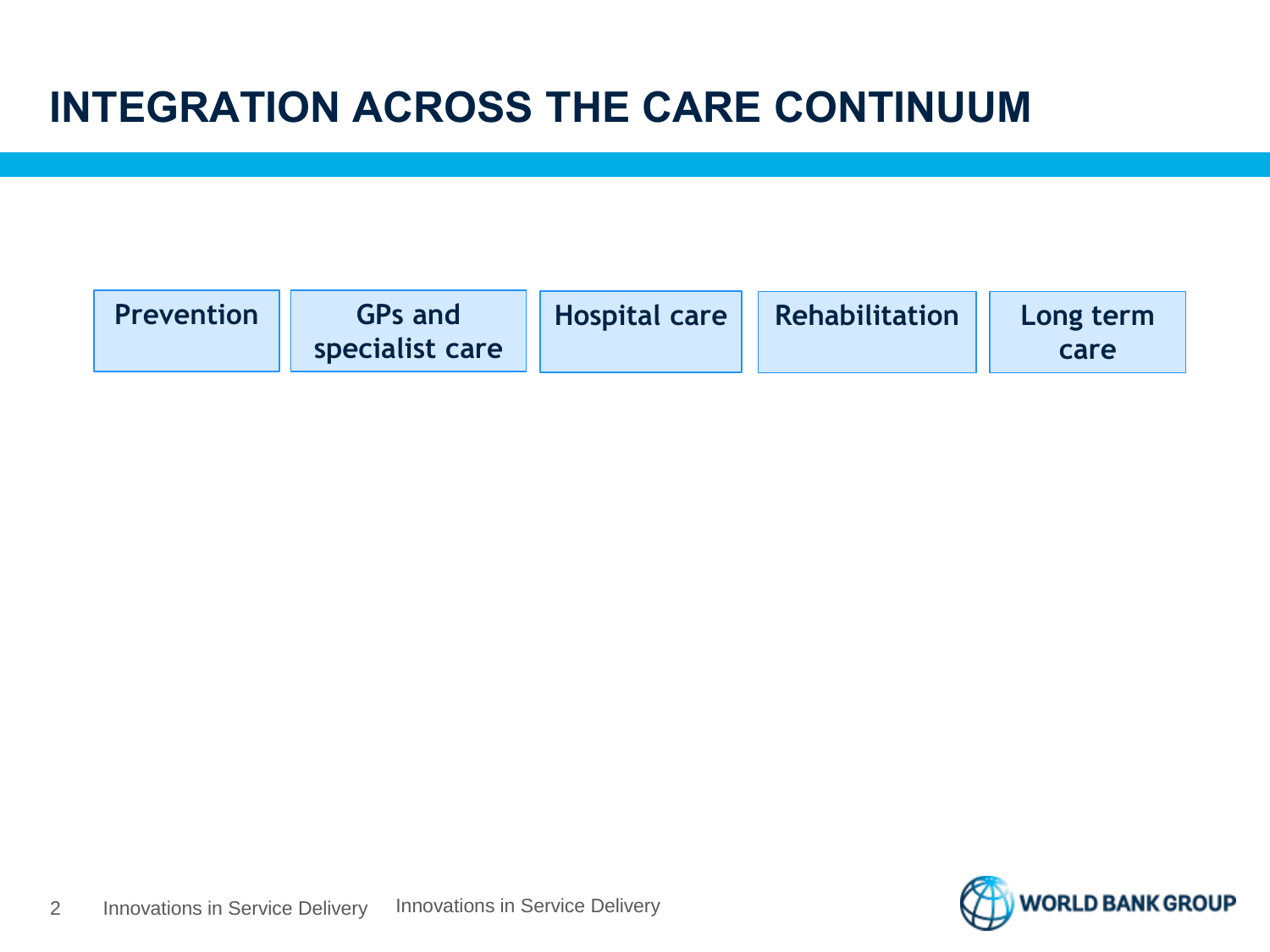# INTEGRATION ACROSS THE CARE CONTINUUM

| Prevention | GPs and specialist care | Hospital care | Rehabilitation | Long term care |
|---|---|---|---|---|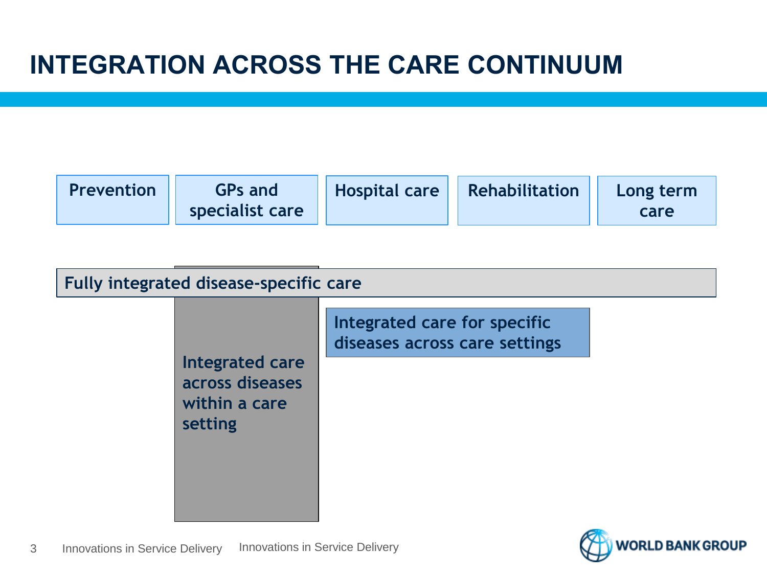# INTEGRATION ACROSS THE CARE CONTINUUM

**Prevention**

**GPs and specialist care**

**Hospital care**

**Rehabilitation**

**Long term care**

**Fully integrated disease-specific care**

**Integrated care across diseases within a care setting**

**Integrated care for specific diseases across care settings**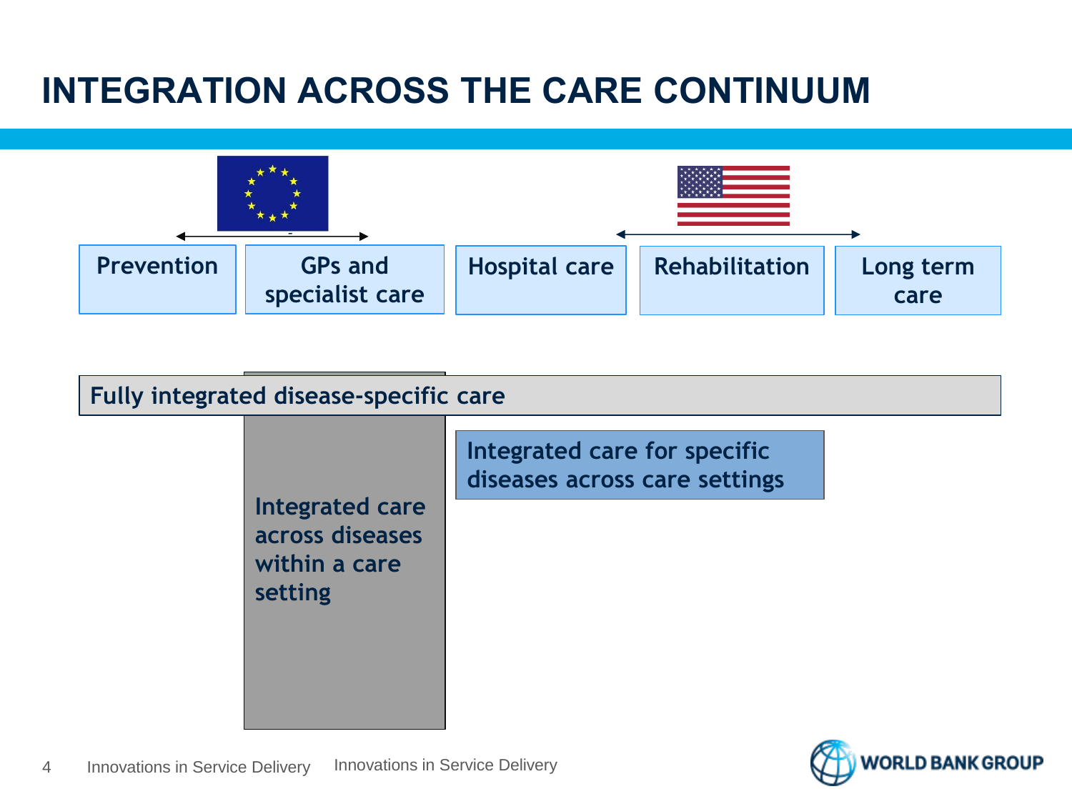# INTEGRATION ACROSS THE CARE CONTINUUM

Prevention | GPs and specialist care | Hospital care | Rehabilitation | Long term care

Fully integrated disease-specific care

Integrated care across diseases within a care setting

Integrated care for specific diseases across care settings

Innovations in Service Delivery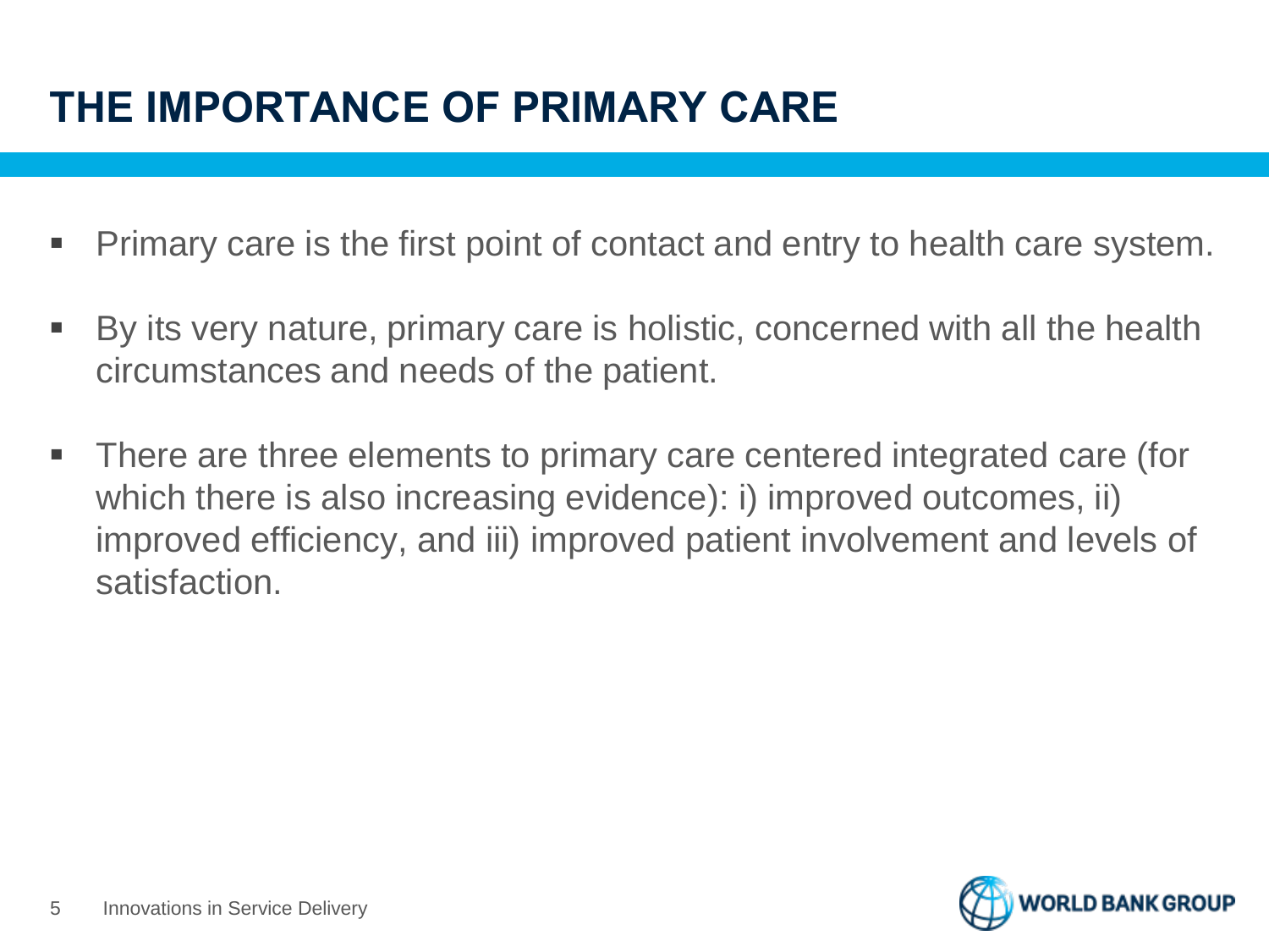# THE IMPORTANCE OF PRIMARY CARE

- Primary care is the first point of contact and entry to health care system.
- By its very nature, primary care is holistic, concerned with all the health circumstances and needs of the patient.
- There are three elements to primary care centered integrated care (for which there is also increasing evidence): i) improved outcomes, ii) improved efficiency, and iii) improved patient involvement and levels of satisfaction.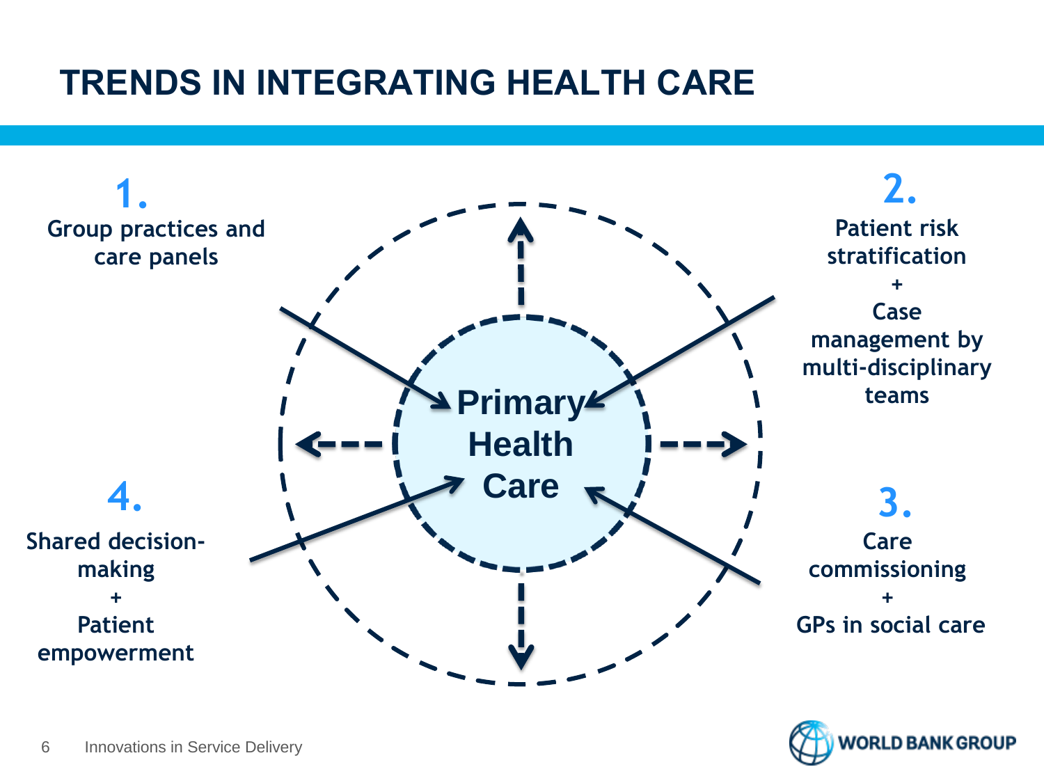# TRENDS IN INTEGRATING HEALTH CARE

**Primary Health Care**

**1.**
Group practices and care panels

**2.**
Patient risk stratification
+
Case management by multi-disciplinary teams

**3.**
Care commissioning
+
GPs in social care

**4.**
Shared decision-making
+
Patient empowerment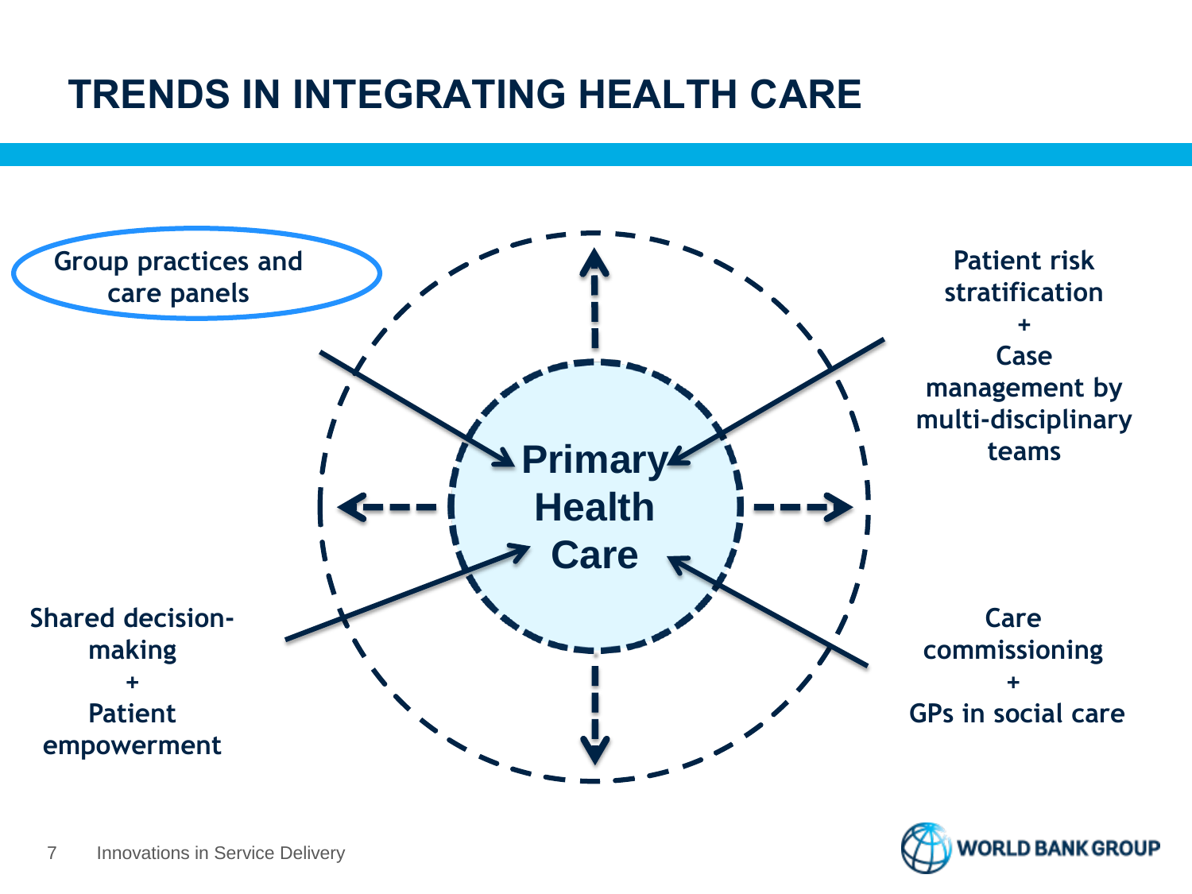# TRENDS IN INTEGRATING HEALTH CARE

Group practices and care panels

Patient risk stratification
+
Case management by multi-disciplinary teams

Primary Health Care

Shared decision-making
+
Patient empowerment

Care commissioning
+
GPs in social care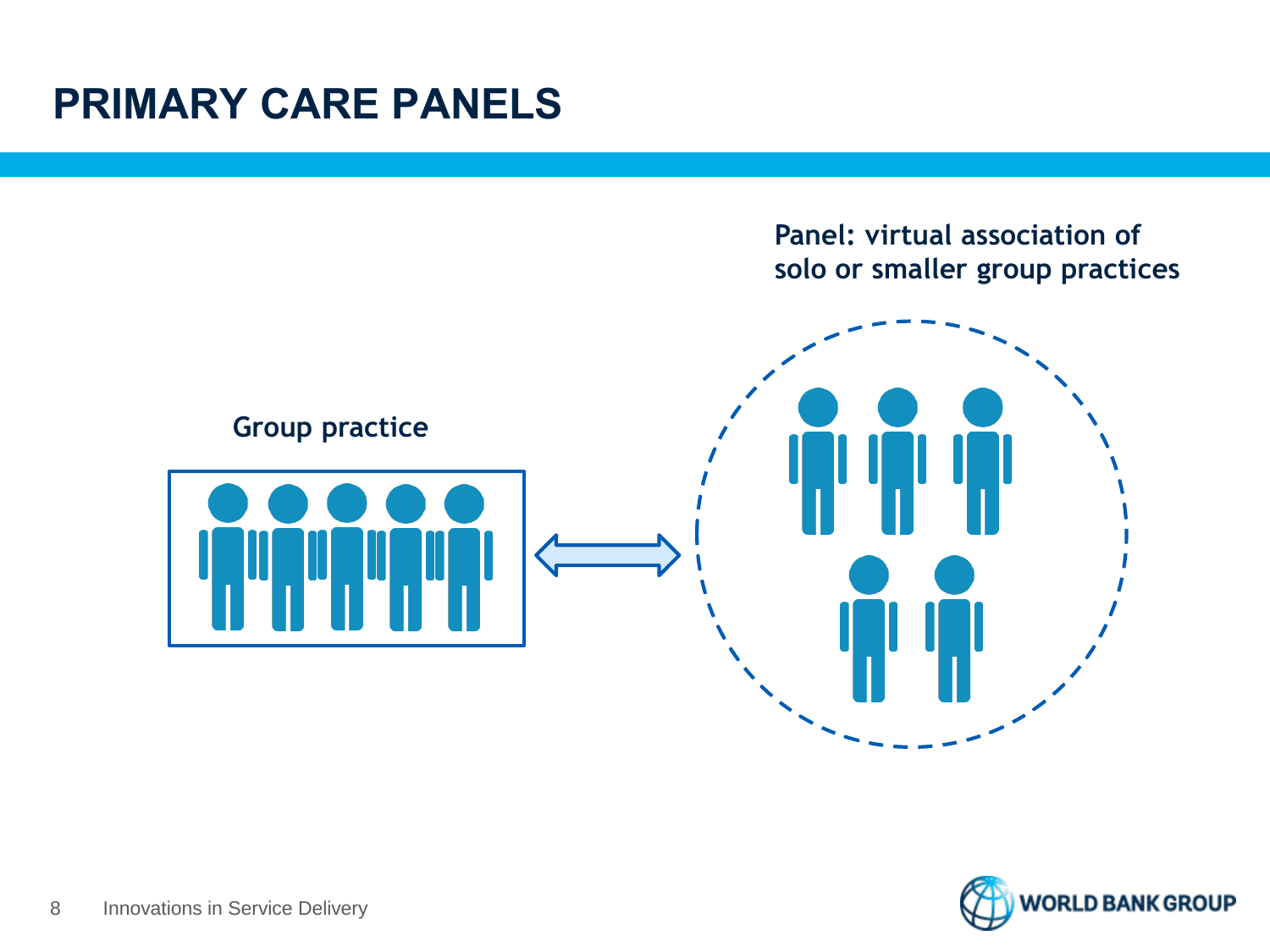# PRIMARY CARE PANELS

**Group practice**

**Panel: virtual association of solo or smaller group practices**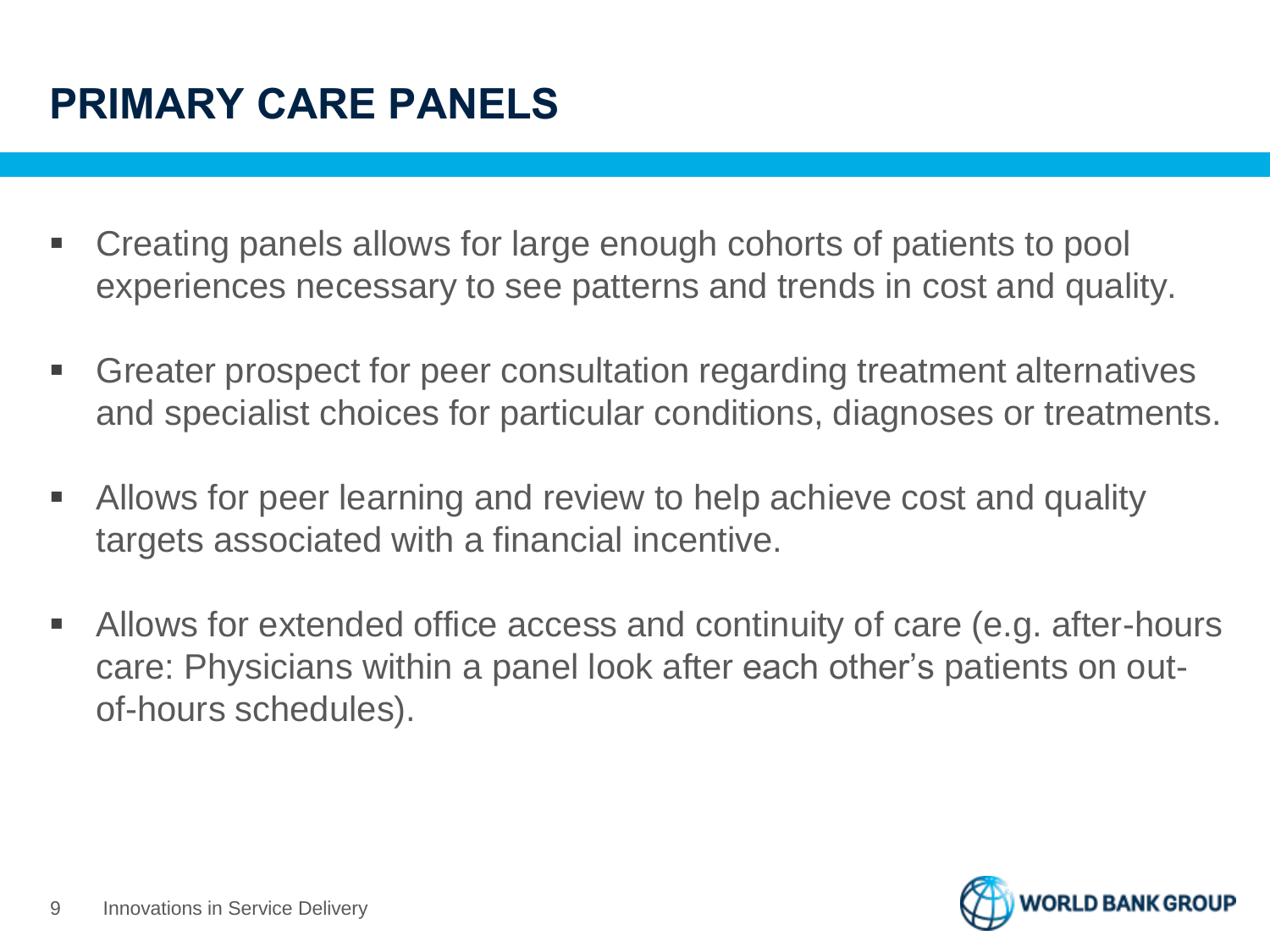# PRIMARY CARE PANELS

- Creating panels allows for large enough cohorts of patients to pool experiences necessary to see patterns and trends in cost and quality.
- Greater prospect for peer consultation regarding treatment alternatives and specialist choices for particular conditions, diagnoses or treatments.
- Allows for peer learning and review to help achieve cost and quality targets associated with a financial incentive.
- Allows for extended office access and continuity of care (e.g. after-hours care: Physicians within a panel look after each other's patients on out-of-hours schedules).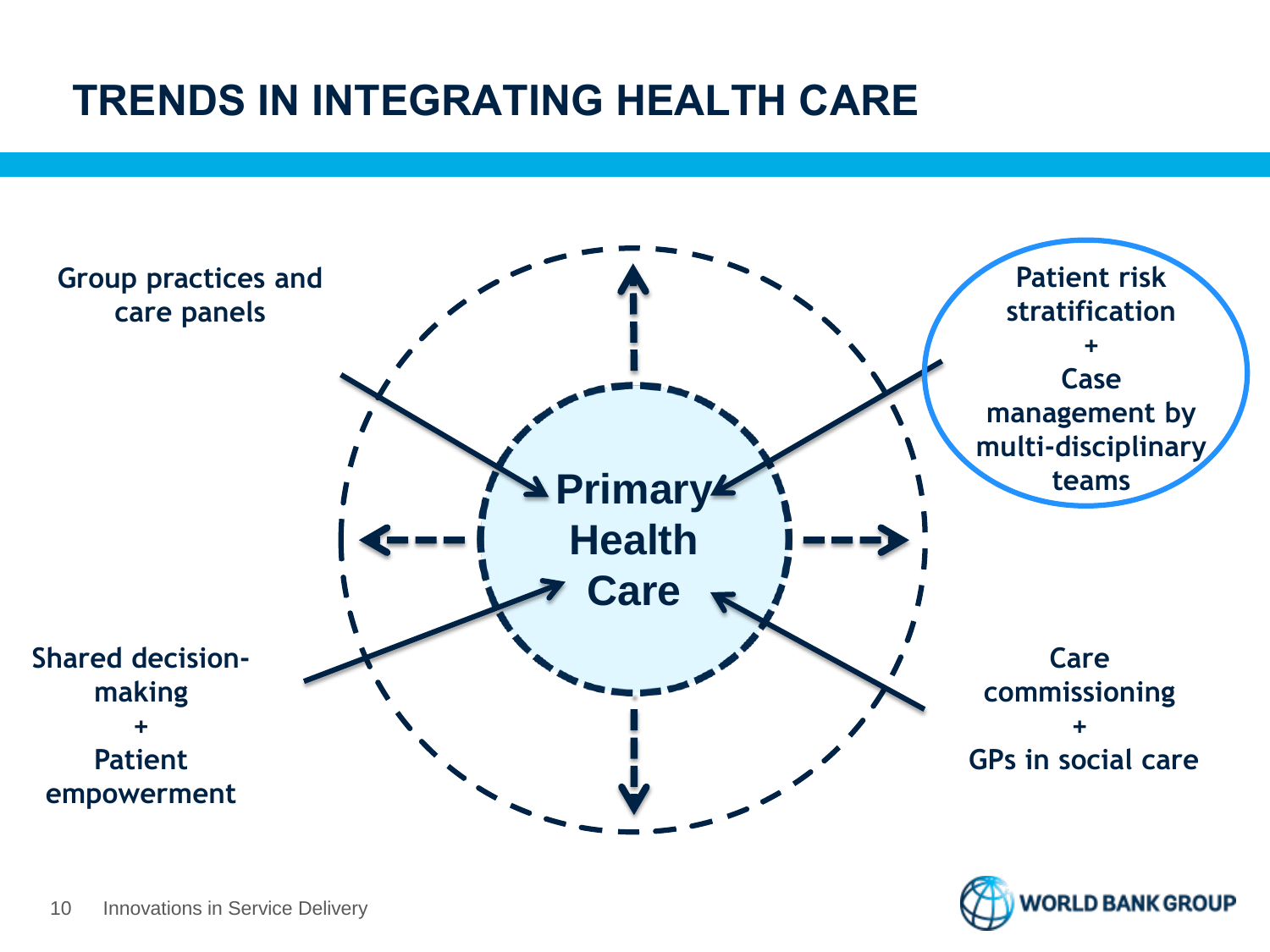# TRENDS IN INTEGRATING HEALTH CARE

**Group practices and care panels**

**Patient risk stratification + Case management by multi-disciplinary teams**

**Primary Health Care**

**Shared decision-making + Patient empowerment**

**Care commissioning + GPs in social care**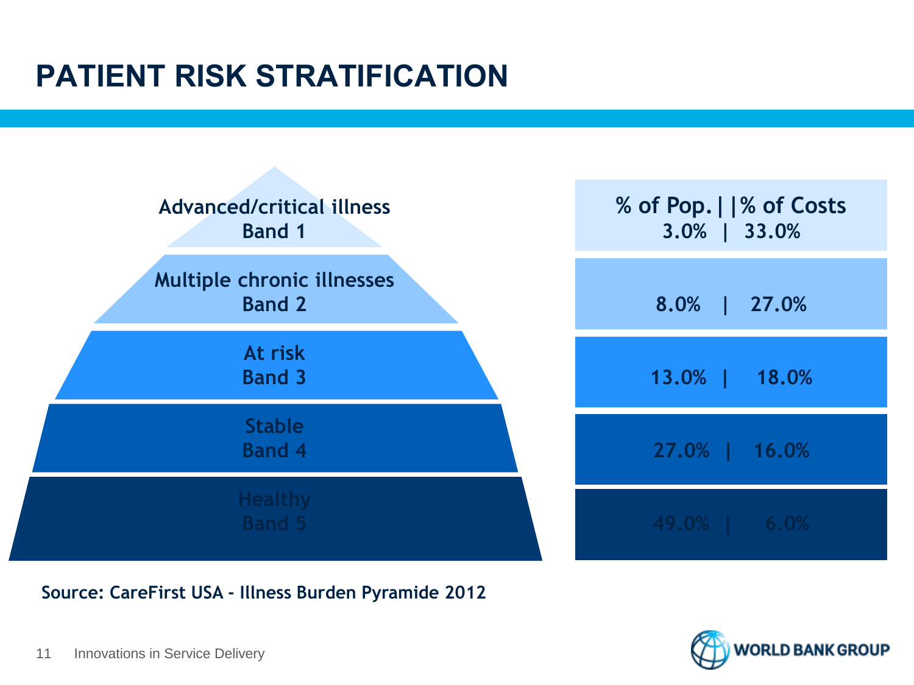# PATIENT RISK STRATIFICATION

| Band | % of Pop. | % of Costs |
| --- | --- | --- |
| Advanced/critical illness Band 1 | 3.0% | 33.0% |
| Multiple chronic illnesses Band 2 | 8.0% | 27.0% |
| At risk Band 3 | 13.0% | 18.0% |
| Stable Band 4 | 27.0% | 16.0% |
| Healthy Band 5 | 49.0% | 6.0% |

**Source: CareFirst USA - Illness Burden Pyramide 2012**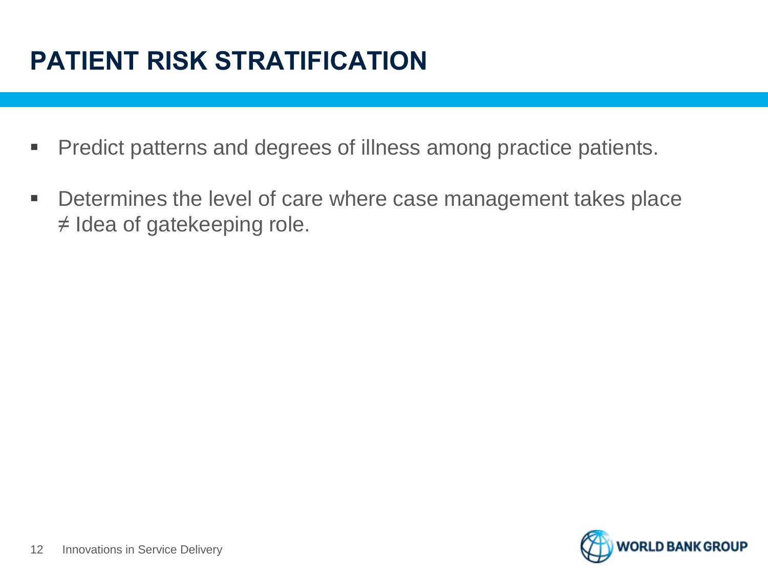# PATIENT RISK STRATIFICATION

- Predict patterns and degrees of illness among practice patients.
- Determines the level of care where case management takes place ≠ Idea of gatekeeping role.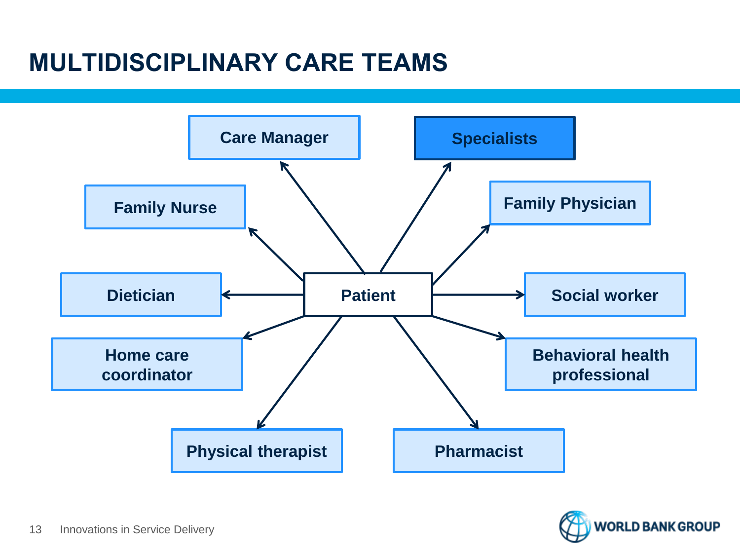# MULTIDISCIPLINARY CARE TEAMS

- Patient
  - Care Manager
  - Specialists
  - Family Nurse
  - Family Physician
  - Dietician
  - Social worker
  - Home care coordinator
  - Behavioral health professional
  - Physical therapist
  - Pharmacist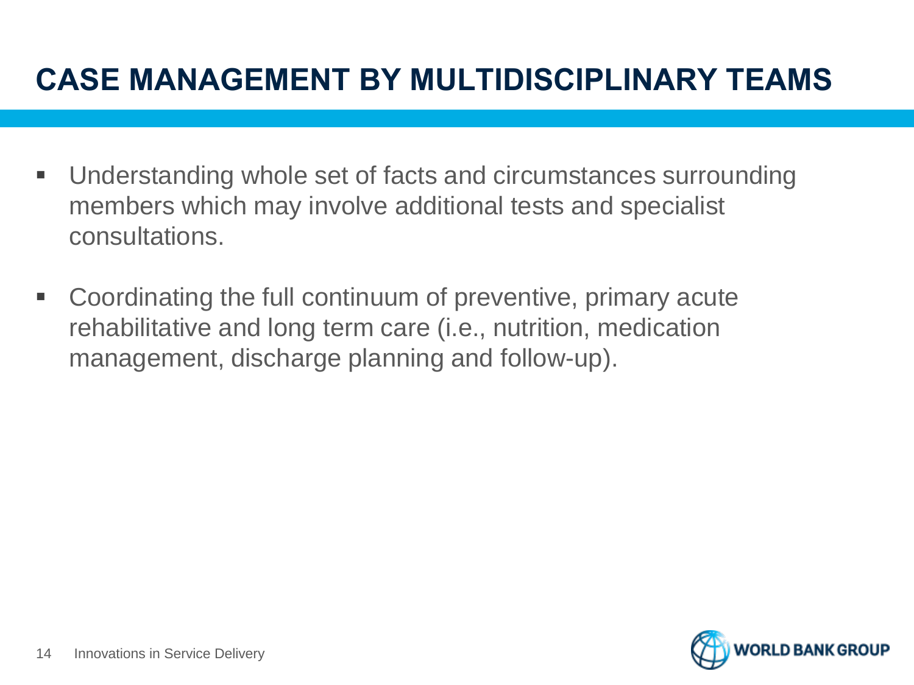# CASE MANAGEMENT BY MULTIDISCIPLINARY TEAMS

- Understanding whole set of facts and circumstances surrounding members which may involve additional tests and specialist consultations.
- Coordinating the full continuum of preventive, primary acute rehabilitative and long term care (i.e., nutrition, medication management, discharge planning and follow-up).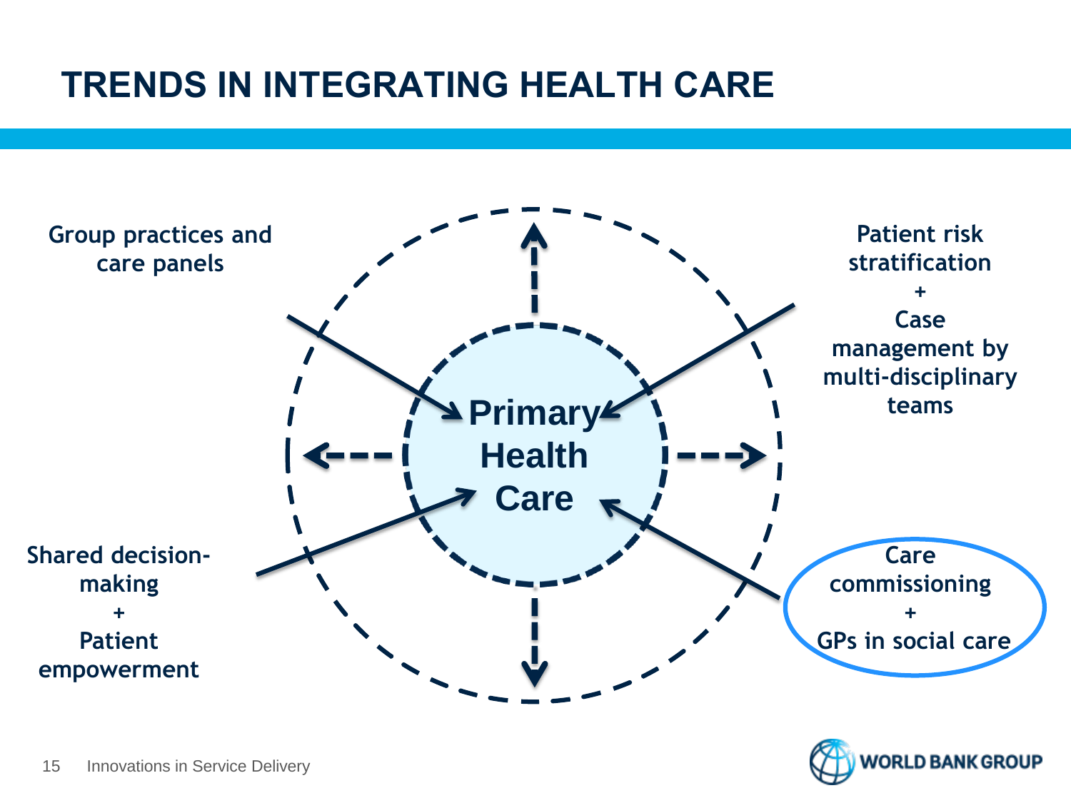# TRENDS IN INTEGRATING HEALTH CARE

**Primary Health Care**

Group practices and care panels

Patient risk stratification
+
Case management by multi-disciplinary teams

Shared decision-making
+
Patient empowerment

Care commissioning
+
GPs in social care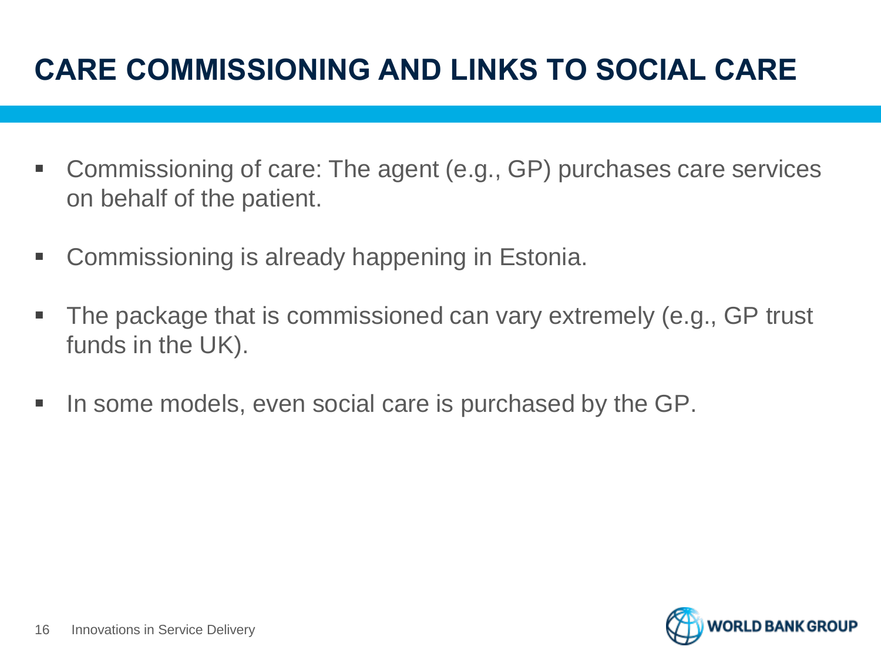# CARE COMMISSIONING AND LINKS TO SOCIAL CARE

- Commissioning of care: The agent (e.g., GP) purchases care services on behalf of the patient.
- Commissioning is already happening in Estonia.
- The package that is commissioned can vary extremely (e.g., GP trust funds in the UK).
- In some models, even social care is purchased by the GP.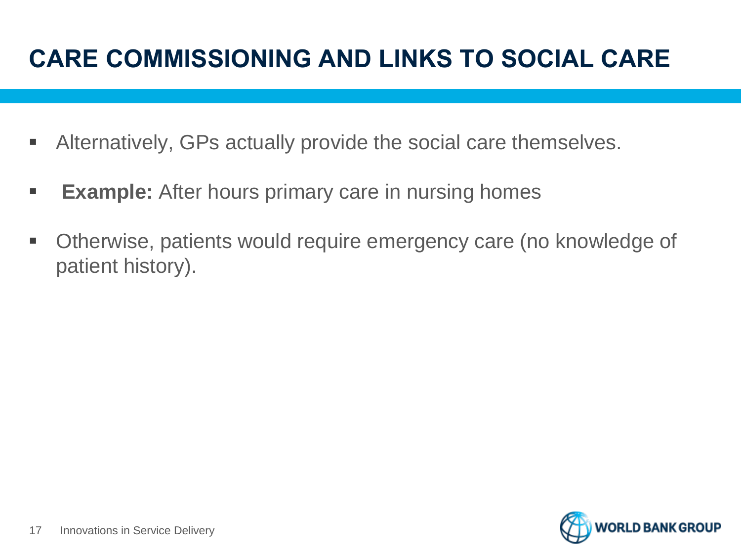# CARE COMMISSIONING AND LINKS TO SOCIAL CARE

- Alternatively, GPs actually provide the social care themselves.
- **Example:** After hours primary care in nursing homes
- Otherwise, patients would require emergency care (no knowledge of patient history).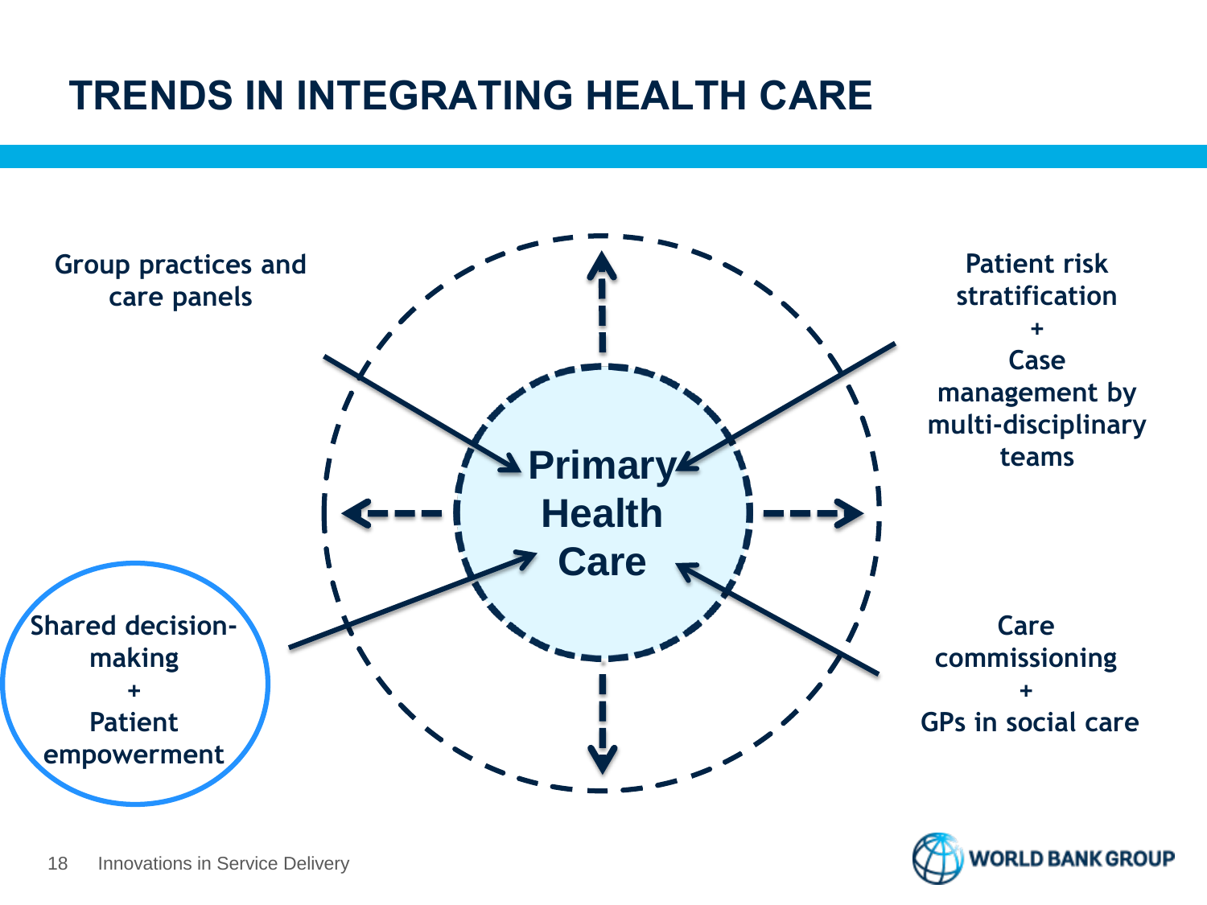# TRENDS IN INTEGRATING HEALTH CARE

Group practices and care panels

Patient risk stratification
+
Case management by multi-disciplinary teams

Primary Health Care

Shared decision-making
+
Patient empowerment

Care commissioning
+
GPs in social care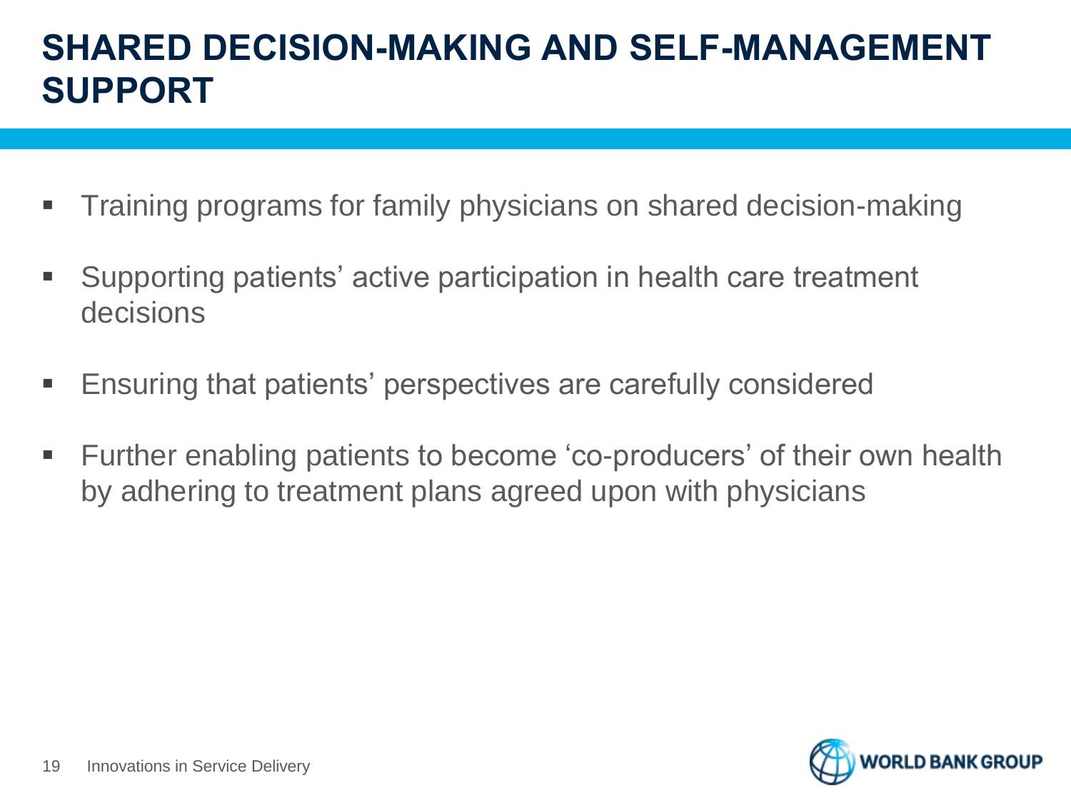# SHARED DECISION-MAKING AND SELF-MANAGEMENT SUPPORT

- Training programs for family physicians on shared decision-making
- Supporting patients' active participation in health care treatment decisions
- Ensuring that patients' perspectives are carefully considered
- Further enabling patients to become 'co-producers' of their own health by adhering to treatment plans agreed upon with physicians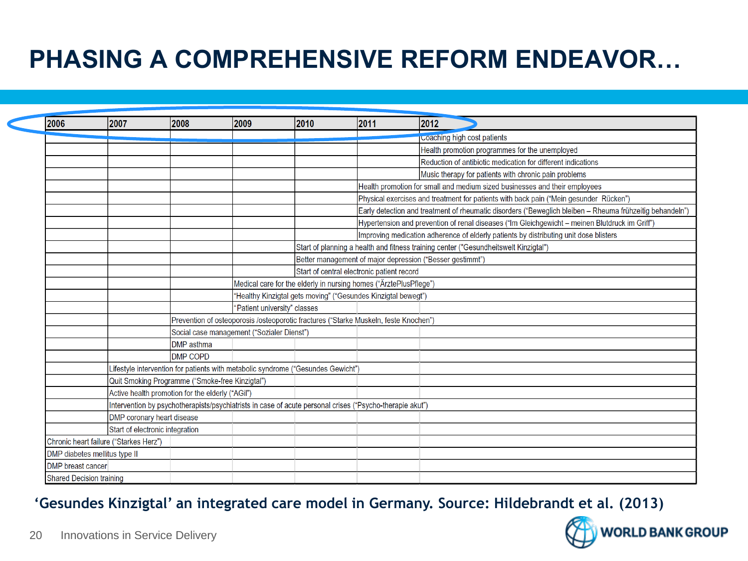# PHASING A COMPREHENSIVE REFORM ENDEAVOR…

| 2006 | 2007 | 2008 | 2009 | 2010 | 2011 | 2012 |
|---|---|---|---|---|---|---|
| | | | | | | Coaching high cost patients |
| | | | | | | Health promotion programmes for the unemployed |
| | | | | | | Reduction of antibiotic medication for different indications |
| | | | | | | Music therapy for patients with chronic pain problems |
| | | | | | Health promotion for small and medium sized businesses and their employees | |
| | | | | | Physical exercises and treatment for patients with back pain ("Mein gesunder Rücken") | |
| | | | | | Early detection and treatment of rheumatic disorders ("Beweglich bleiben – Rheuma frühzeitig behandeln") | |
| | | | | | Hypertension and prevention of renal diseases ("Im Gleichgewicht – meinen Blutdruck im Griff") | |
| | | | | | Improving medication adherence of elderly patients by distributing unit dose blisters | |
| | | | | Start of planning a health and fitness training center ("Gesundheitswelt Kinzigtal") | | |
| | | | | Better management of major depression ("Besser gestimmt") | | |
| | | | | Start of central electronic patient record | | |
| | | | Medical care for the elderly in nursing homes ("ÄrztePlusPflege") | | | |
| | | | "Healthy Kinzigtal gets moving" ("Gesundes Kinzigtal bewegt") | | | |
| | | | "Patient university" classes | | | |
| | | Prevention of osteoporosis /osteoporotic fractures ("Starke Muskeln, feste Knochen") | | | | |
| | | Social case management ("Sozialer Dienst") | | | | |
| | | DMP asthma | | | | |
| | | DMP COPD | | | | |
| | Lifestyle intervention for patients with metabolic syndrome ("Gesundes Gewicht") | | | | | |
| | Quit Smoking Programme ("Smoke-free Kinzigtal") | | | | | |
| | Active health promotion for the elderly ("AGil") | | | | | |
| | Intervention by psychotherapists/psychiatrists in case of acute personal crises ("Psycho-therapie akut") | | | | | |
| | DMP coronary heart disease | | | | | |
| | Start of electronic integration | | | | | |
| Chronic heart failure ("Starkes Herz") | | | | | | |
| DMP diabetes mellitus type II | | | | | | |
| DMP breast cancer | | | | | | |
| Shared Decision training | | | | | | |

**'Gesundes Kinzigtal' an integrated care model in Germany. Source: Hildebrandt et al. (2013)**